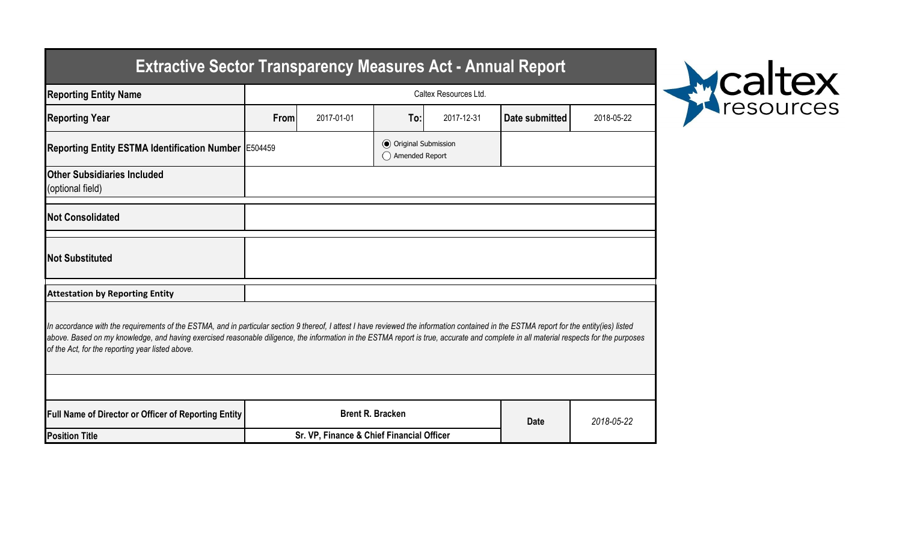# Extractive Sector Transparency Measures Act - Annual Report

| | | | | | | |
|---|---|---|---|---|---|---|
| **Reporting Entity Name** | Caltex Resources Ltd. | | | | | |
| **Reporting Year** | **From** | 2017-01-01 | **To:** | 2017-12-31 | **Date submitted** | 2018-05-22 |
| **Reporting Entity ESTMA Identification Number** | E504459 | | ◉ Original Submission ◯ Amended Report | | | |
| **Other Subsidiaries Included** (optional field) | | | | | | |
| **Not Consolidated** | | | | | | |
| **Not Substituted** | | | | | | |

**Attestation by Reporting Entity**

*In accordance with the requirements of the ESTMA, and in particular section 9 thereof, I attest I have reviewed the information contained in the ESTMA report for the entity(ies) listed above. Based on my knowledge, and having exercised reasonable diligence, the information in the ESTMA report is true, accurate and complete in all material respects for the purposes of the Act, for the reporting year listed above.*

| | | | |
|---|---|---|---|
| **Full Name of Director or Officer of Reporting Entity** | **Brent R. Bracken** | **Date** | *2018-05-22* |
| **Position Title** | **Sr. VP, Finance & Chief Financial Officer** | | |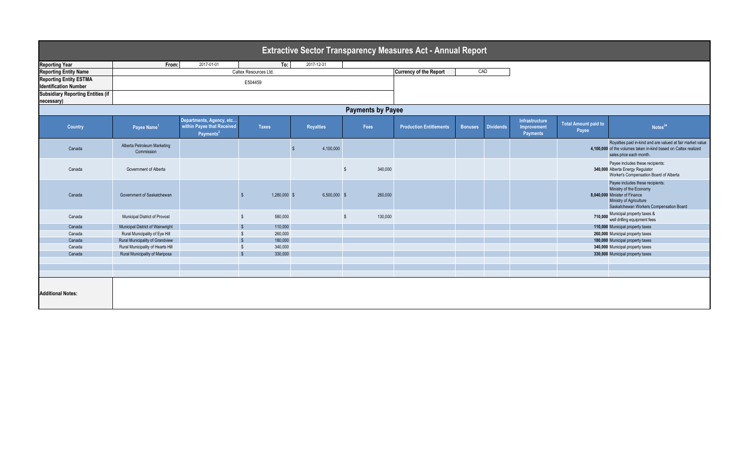# Extractive Sector Transparency Measures Act - Annual Report

| Reporting Year | From: | 2017-01-01 | To: | 2017-12-31 |
|---|---|---|---|---|
| Reporting Entity Name | Caltex Resources Ltd. | | Currency of the Report | CAD |
| Reporting Entity ESTMA Identification Number | E504459 | | | |
| Subsidiary Reporting Entities (if necessary) | | | | |

## Payments by Payee

| Country | Payee Name[1] | Departments, Agency, etc... within Payee that Received Payments[2] | Taxes | Royalties | Fees | Production Entitlements | Bonuses | Dividends | Infrastructure Improvement Payments | Total Amount paid to Payee | Notes[34] |
|---|---|---|---|---|---|---|---|---|---|---|---|
| Canada | Alberta Petroleum Marketing Commission | | | $ 4,100,000 | | | | | | 4,100,000 | Royalties paid in-kind and are valued at fair market value of the volumes taken in-kind based on Caltex realized sales price each month. |
| Canada | Government of Alberta | | | | $ 340,000 | | | | | 340,000 | Payee includes these recipients: Alberta Energy Regulator Worker's Compensation Board of Alberta |
| Canada | Government of Saskatchewan | | $ 1,280,000 | $ 6,500,000 | $ 260,000 | | | | | 8,040,000 | Payee includes these recipients: Ministry of the Economy Minister of Finance Ministry of Agriculture Saskatchewan Workers Compensation Board |
| Canada | Municipal District of Provost | | $ 580,000 | | $ 130,000 | | | | | 710,000 | Municipal property taxes & well drilling equipment fees |
| Canada | Municipal District of Wainwright | | $ 110,000 | | | | | | | 110,000 | Municipal property taxes |
| Canada | Rural Municipality of Eye Hill | | $ 260,000 | | | | | | | 260,000 | Municipal property taxes |
| Canada | Rural Municipality of Grandview | | $ 180,000 | | | | | | | 180,000 | Municipal property taxes |
| Canada | Rural Municipality of Hearts Hill | | $ 340,000 | | | | | | | 340,000 | Municipal property taxes |
| Canada | Rural Municipality of Mariposa | | $ 330,000 | | | | | | | 330,000 | Municipal property taxes |

**Additional Notes:**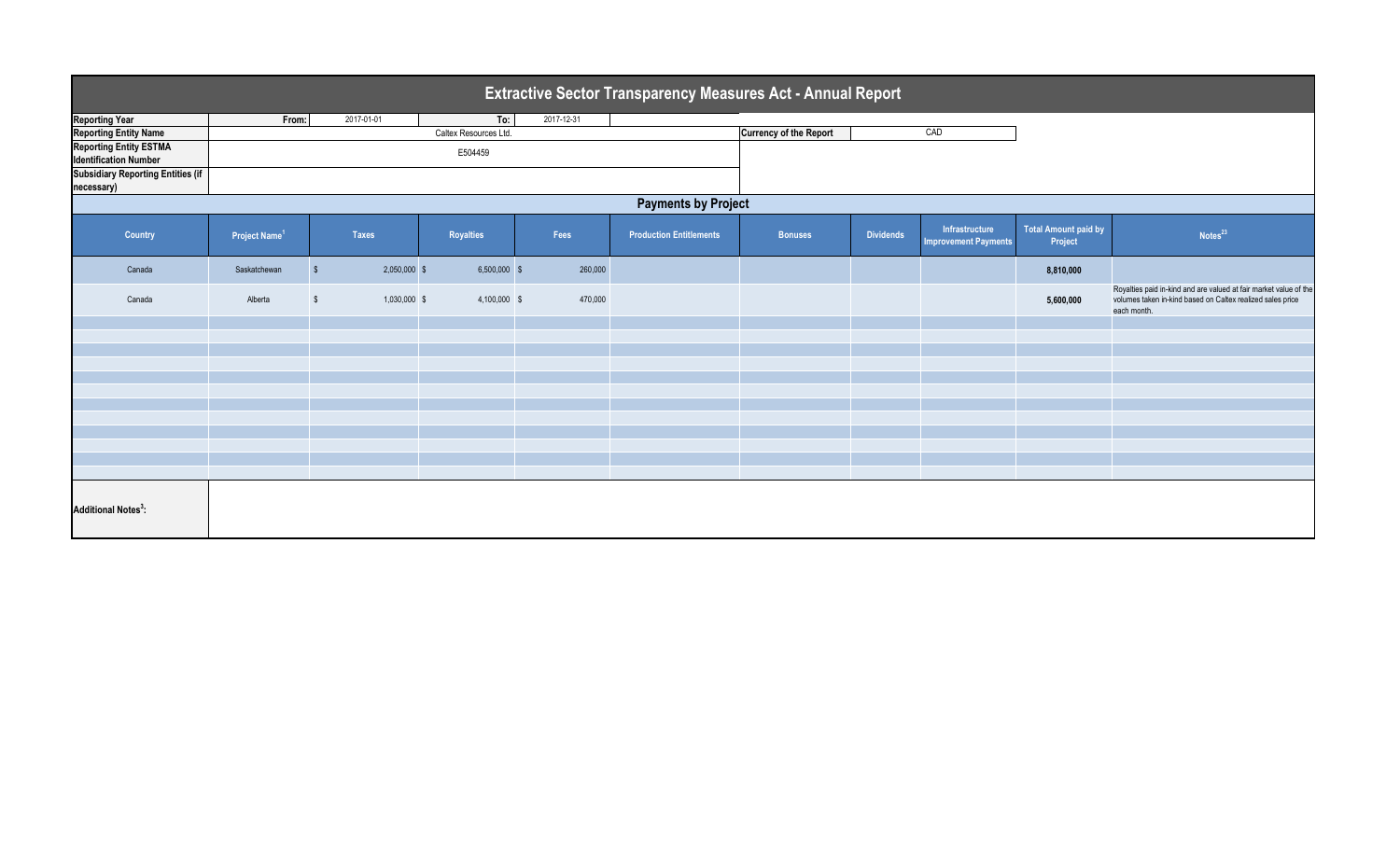# Extractive Sector Transparency Measures Act - Annual Report

| | | | | |
|---|---|---|---|---|
| **Reporting Year** | From: | 2017-01-01 | To: | 2017-12-31 |
| **Reporting Entity Name** | Caltex Resources Ltd. | | **Currency of the Report** | CAD |
| **Reporting Entity ESTMA Identification Number** | E504459 | | | |
| **Subsidiary Reporting Entities (if necessary)** | | | | |

## Payments by Project

| Country | Project Name[1] | Taxes | Royalties | Fees | Production Entitlements | Bonuses | Dividends | Infrastructure Improvement Payments | Total Amount paid by Project | Notes[23] |
|---|---|---|---|---|---|---|---|---|---|---|
| Canada | Saskatchewan | $ 2,050,000 | $ 6,500,000 | $ 260,000 | | | | | **8,810,000** | |
| Canada | Alberta | $ 1,030,000 | $ 4,100,000 | $ 470,000 | | | | | **5,600,000** | Royalties paid in-kind and are valued at fair market value of the volumes taken in-kind based on Caltex realized sales price each month. |

**Additional Notes[3]:**